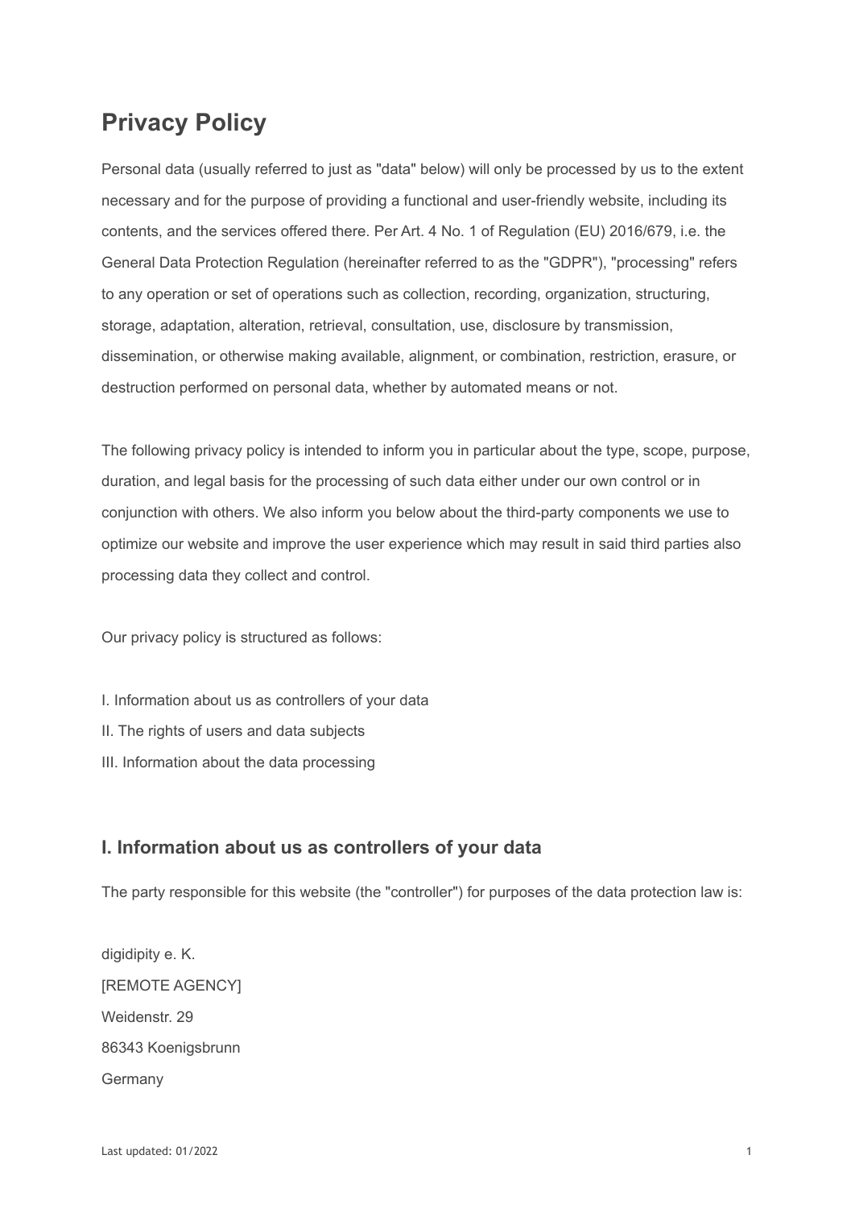# Privacy Policy

Personal data (usually referred to just as "data" below) will only be processed by us to the extent necessary and for the purpose of providing a functional and user-friendly website, including its contents, and the services offered there. Per Art. 4 No. 1 of Regulation (EU) 2016/679, i.e. the General Data Protection Regulation (hereinafter referred to as the "GDPR"), "processing" refers to any operation or set of operations such as collection, recording, organization, structuring, storage, adaptation, alteration, retrieval, consultation, use, disclosure by transmission, dissemination, or otherwise making available, alignment, or combination, restriction, erasure, or destruction performed on personal data, whether by automated means or not.

The following privacy policy is intended to inform you in particular about the type, scope, purpose, duration, and legal basis for the processing of such data either under our own control or in conjunction with others. We also inform you below about the third-party components we use to optimize our website and improve the user experience which may result in said third parties also processing data they collect and control.

Our privacy policy is structured as follows:

I. Information about us as controllers of your data
II. The rights of users and data subjects
III. Information about the data processing

## I. Information about us as controllers of your data

The party responsible for this website (the "controller") for purposes of the data protection law is:

digidipity e. K.
[REMOTE AGENCY]
Weidenstr. 29
86343 Koenigsbrunn
Germany

Last updated: 01/2022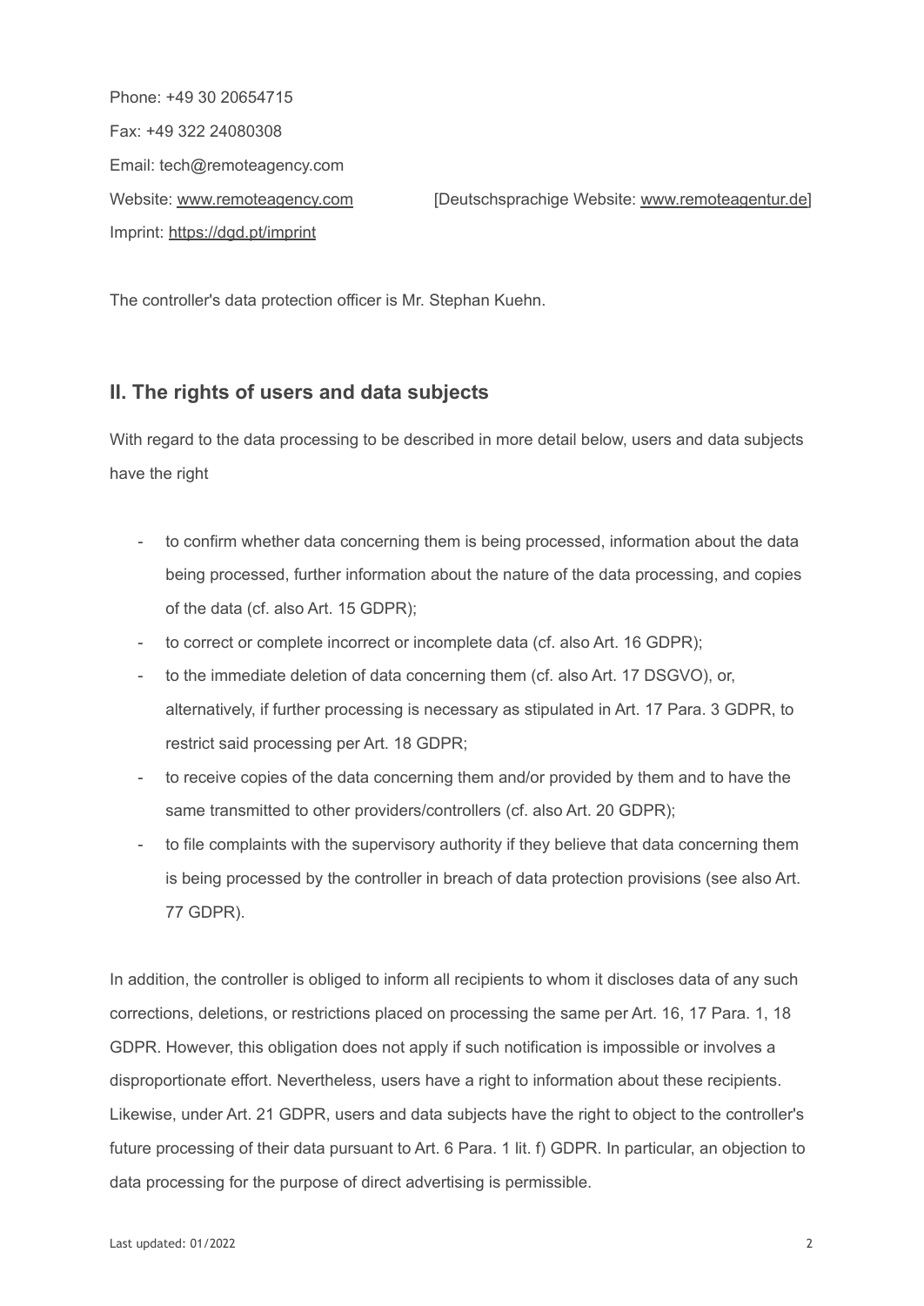Phone: +49 30 20654715

Fax: +49 322 24080308

Email: tech@remoteagency.com

Website: www.remoteagency.com [Deutschsprachige Website: www.remoteagentur.de]

Imprint: https://dgd.pt/imprint

The controller's data protection officer is Mr. Stephan Kuehn.

## II. The rights of users and data subjects

With regard to the data processing to be described in more detail below, users and data subjects have the right

- to confirm whether data concerning them is being processed, information about the data being processed, further information about the nature of the data processing, and copies of the data (cf. also Art. 15 GDPR);
- to correct or complete incorrect or incomplete data (cf. also Art. 16 GDPR);
- to the immediate deletion of data concerning them (cf. also Art. 17 DSGVO), or, alternatively, if further processing is necessary as stipulated in Art. 17 Para. 3 GDPR, to restrict said processing per Art. 18 GDPR;
- to receive copies of the data concerning them and/or provided by them and to have the same transmitted to other providers/controllers (cf. also Art. 20 GDPR);
- to file complaints with the supervisory authority if they believe that data concerning them is being processed by the controller in breach of data protection provisions (see also Art. 77 GDPR).

In addition, the controller is obliged to inform all recipients to whom it discloses data of any such corrections, deletions, or restrictions placed on processing the same per Art. 16, 17 Para. 1, 18 GDPR. However, this obligation does not apply if such notification is impossible or involves a disproportionate effort. Nevertheless, users have a right to information about these recipients. Likewise, under Art. 21 GDPR, users and data subjects have the right to object to the controller's future processing of their data pursuant to Art. 6 Para. 1 lit. f) GDPR. In particular, an objection to data processing for the purpose of direct advertising is permissible.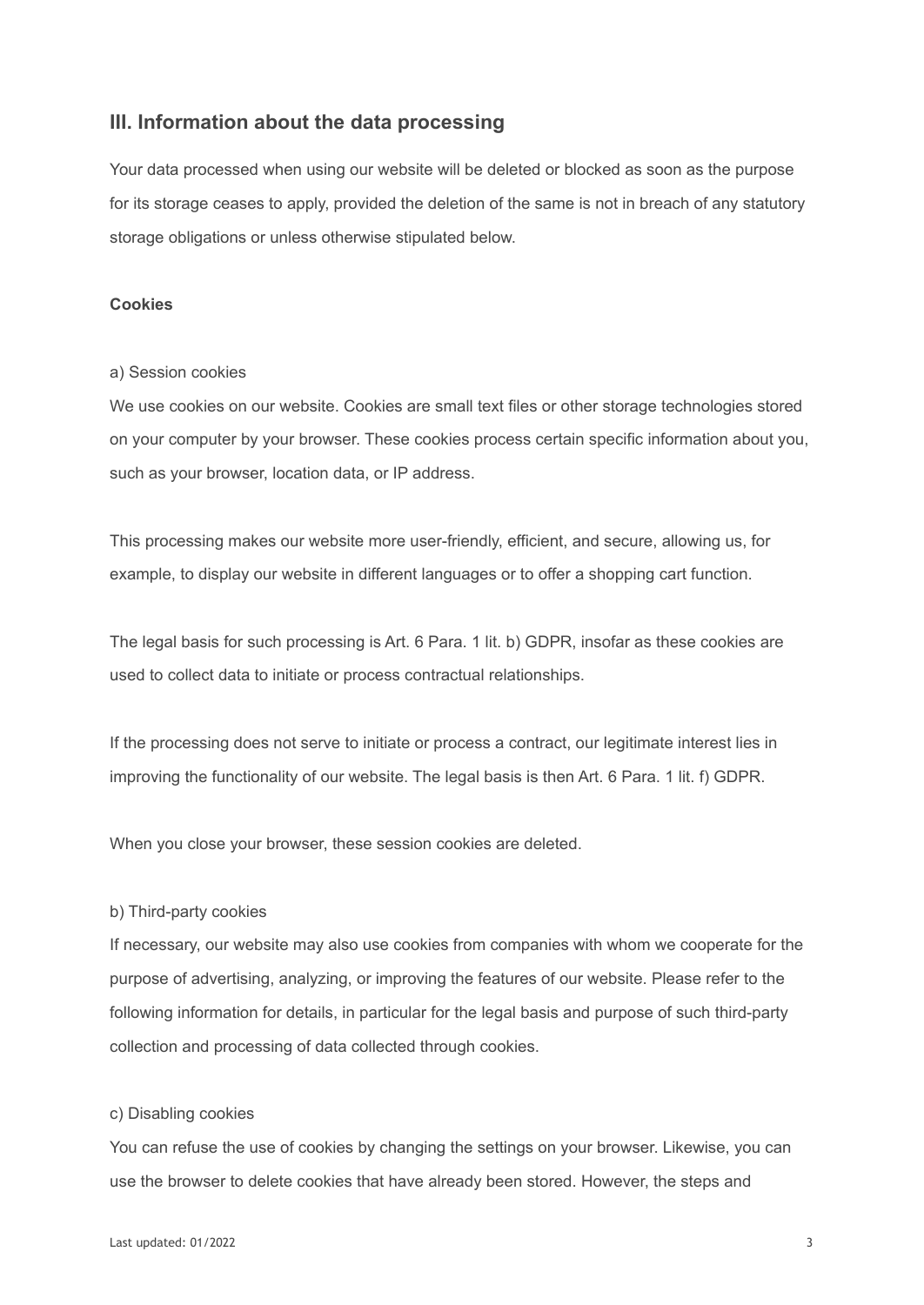## III. Information about the data processing

Your data processed when using our website will be deleted or blocked as soon as the purpose for its storage ceases to apply, provided the deletion of the same is not in breach of any statutory storage obligations or unless otherwise stipulated below.

**Cookies**

a) Session cookies

We use cookies on our website. Cookies are small text files or other storage technologies stored on your computer by your browser. These cookies process certain specific information about you, such as your browser, location data, or IP address.

This processing makes our website more user-friendly, efficient, and secure, allowing us, for example, to display our website in different languages or to offer a shopping cart function.

The legal basis for such processing is Art. 6 Para. 1 lit. b) GDPR, insofar as these cookies are used to collect data to initiate or process contractual relationships.

If the processing does not serve to initiate or process a contract, our legitimate interest lies in improving the functionality of our website. The legal basis is then Art. 6 Para. 1 lit. f) GDPR.

When you close your browser, these session cookies are deleted.

b) Third-party cookies

If necessary, our website may also use cookies from companies with whom we cooperate for the purpose of advertising, analyzing, or improving the features of our website. Please refer to the following information for details, in particular for the legal basis and purpose of such third-party collection and processing of data collected through cookies.

c) Disabling cookies

You can refuse the use of cookies by changing the settings on your browser. Likewise, you can use the browser to delete cookies that have already been stored. However, the steps and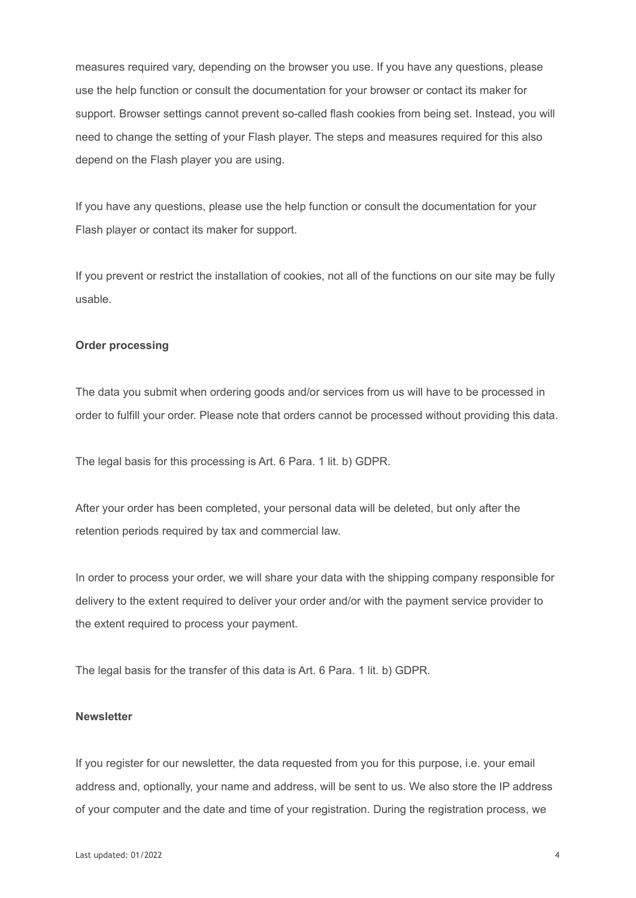measures required vary, depending on the browser you use. If you have any questions, please use the help function or consult the documentation for your browser or contact its maker for support. Browser settings cannot prevent so-called flash cookies from being set. Instead, you will need to change the setting of your Flash player. The steps and measures required for this also depend on the Flash player you are using.

If you have any questions, please use the help function or consult the documentation for your Flash player or contact its maker for support.

If you prevent or restrict the installation of cookies, not all of the functions on our site may be fully usable.

**Order processing**

The data you submit when ordering goods and/or services from us will have to be processed in order to fulfill your order. Please note that orders cannot be processed without providing this data.

The legal basis for this processing is Art. 6 Para. 1 lit. b) GDPR.

After your order has been completed, your personal data will be deleted, but only after the retention periods required by tax and commercial law.

In order to process your order, we will share your data with the shipping company responsible for delivery to the extent required to deliver your order and/or with the payment service provider to the extent required to process your payment.

The legal basis for the transfer of this data is Art. 6 Para. 1 lit. b) GDPR.

**Newsletter**

If you register for our newsletter, the data requested from you for this purpose, i.e. your email address and, optionally, your name and address, will be sent to us. We also store the IP address of your computer and the date and time of your registration. During the registration process, we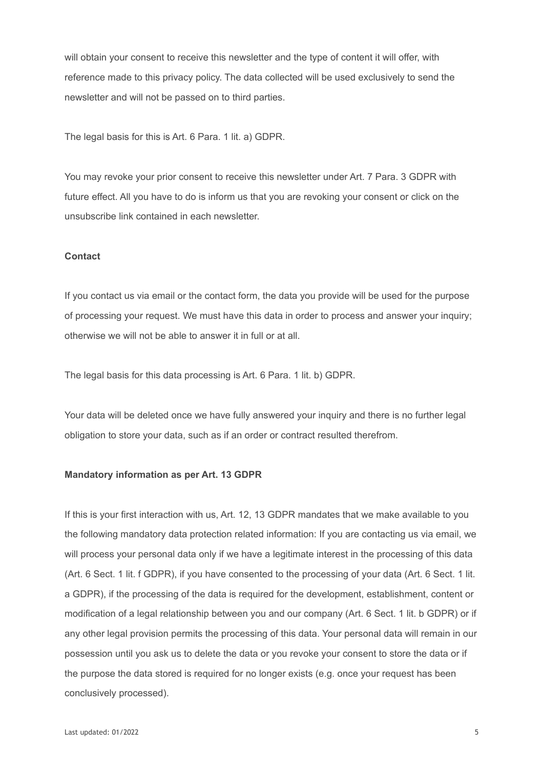will obtain your consent to receive this newsletter and the type of content it will offer, with reference made to this privacy policy. The data collected will be used exclusively to send the newsletter and will not be passed on to third parties.

The legal basis for this is Art. 6 Para. 1 lit. a) GDPR.

You may revoke your prior consent to receive this newsletter under Art. 7 Para. 3 GDPR with future effect. All you have to do is inform us that you are revoking your consent or click on the unsubscribe link contained in each newsletter.

**Contact**

If you contact us via email or the contact form, the data you provide will be used for the purpose of processing your request. We must have this data in order to process and answer your inquiry; otherwise we will not be able to answer it in full or at all.

The legal basis for this data processing is Art. 6 Para. 1 lit. b) GDPR.

Your data will be deleted once we have fully answered your inquiry and there is no further legal obligation to store your data, such as if an order or contract resulted therefrom.

**Mandatory information as per Art. 13 GDPR**

If this is your first interaction with us, Art. 12, 13 GDPR mandates that we make available to you the following mandatory data protection related information: If you are contacting us via email, we will process your personal data only if we have a legitimate interest in the processing of this data (Art. 6 Sect. 1 lit. f GDPR), if you have consented to the processing of your data (Art. 6 Sect. 1 lit. a GDPR), if the processing of the data is required for the development, establishment, content or modification of a legal relationship between you and our company (Art. 6 Sect. 1 lit. b GDPR) or if any other legal provision permits the processing of this data. Your personal data will remain in our possession until you ask us to delete the data or you revoke your consent to store the data or if the purpose the data stored is required for no longer exists (e.g. once your request has been conclusively processed).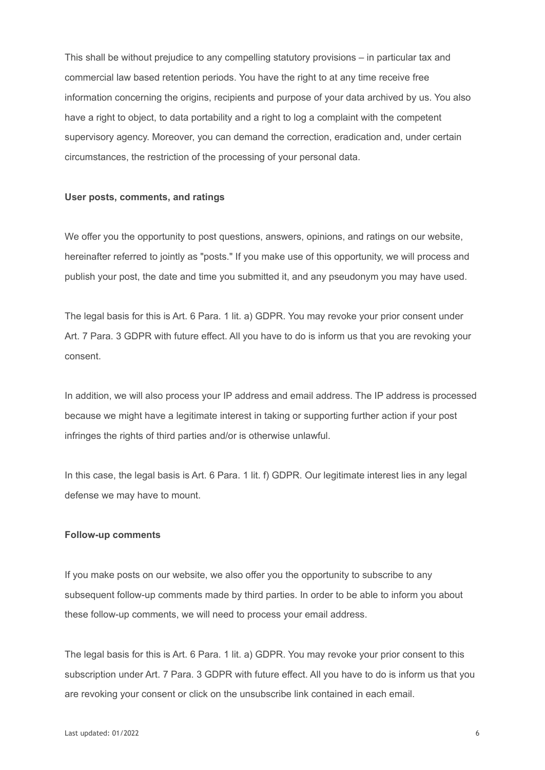This shall be without prejudice to any compelling statutory provisions – in particular tax and commercial law based retention periods. You have the right to at any time receive free information concerning the origins, recipients and purpose of your data archived by us. You also have a right to object, to data portability and a right to log a complaint with the competent supervisory agency. Moreover, you can demand the correction, eradication and, under certain circumstances, the restriction of the processing of your personal data.

**User posts, comments, and ratings**

We offer you the opportunity to post questions, answers, opinions, and ratings on our website, hereinafter referred to jointly as "posts." If you make use of this opportunity, we will process and publish your post, the date and time you submitted it, and any pseudonym you may have used.

The legal basis for this is Art. 6 Para. 1 lit. a) GDPR. You may revoke your prior consent under Art. 7 Para. 3 GDPR with future effect. All you have to do is inform us that you are revoking your consent.

In addition, we will also process your IP address and email address. The IP address is processed because we might have a legitimate interest in taking or supporting further action if your post infringes the rights of third parties and/or is otherwise unlawful.

In this case, the legal basis is Art. 6 Para. 1 lit. f) GDPR. Our legitimate interest lies in any legal defense we may have to mount.

**Follow-up comments**

If you make posts on our website, we also offer you the opportunity to subscribe to any subsequent follow-up comments made by third parties. In order to be able to inform you about these follow-up comments, we will need to process your email address.

The legal basis for this is Art. 6 Para. 1 lit. a) GDPR. You may revoke your prior consent to this subscription under Art. 7 Para. 3 GDPR with future effect. All you have to do is inform us that you are revoking your consent or click on the unsubscribe link contained in each email.

Last updated: 01/2022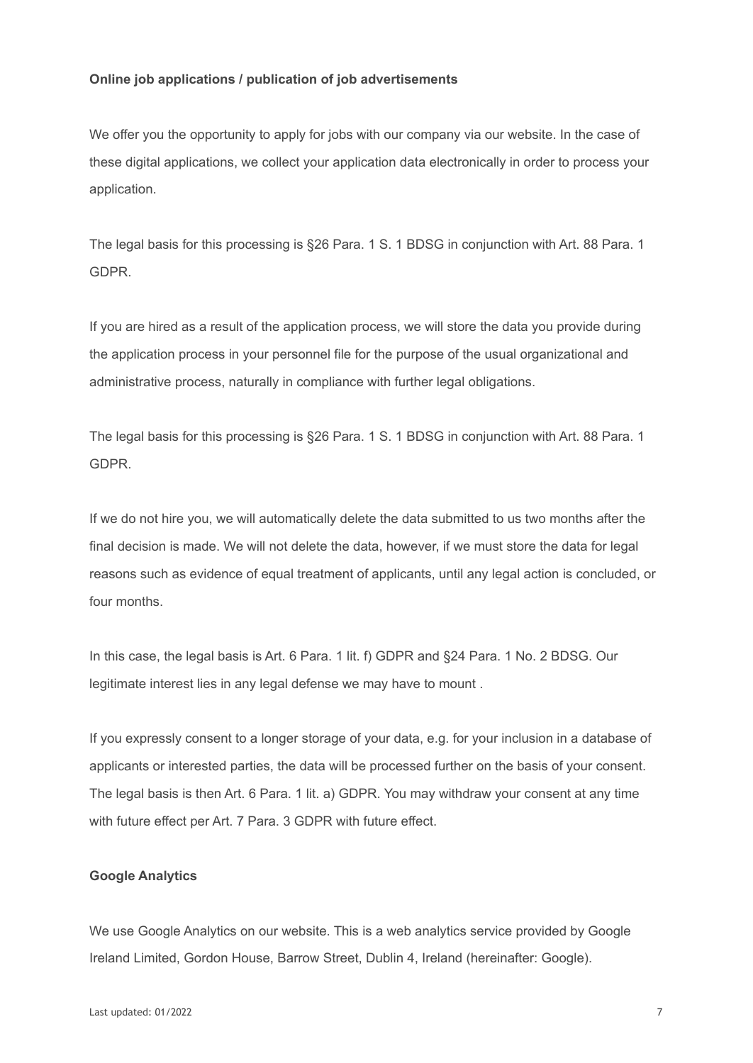**Online job applications / publication of job advertisements**

We offer you the opportunity to apply for jobs with our company via our website. In the case of these digital applications, we collect your application data electronically in order to process your application.

The legal basis for this processing is §26 Para. 1 S. 1 BDSG in conjunction with Art. 88 Para. 1 GDPR.

If you are hired as a result of the application process, we will store the data you provide during the application process in your personnel file for the purpose of the usual organizational and administrative process, naturally in compliance with further legal obligations.

The legal basis for this processing is §26 Para. 1 S. 1 BDSG in conjunction with Art. 88 Para. 1 GDPR.

If we do not hire you, we will automatically delete the data submitted to us two months after the final decision is made. We will not delete the data, however, if we must store the data for legal reasons such as evidence of equal treatment of applicants, until any legal action is concluded, or four months.

In this case, the legal basis is Art. 6 Para. 1 lit. f) GDPR and §24 Para. 1 No. 2 BDSG. Our legitimate interest lies in any legal defense we may have to mount .

If you expressly consent to a longer storage of your data, e.g. for your inclusion in a database of applicants or interested parties, the data will be processed further on the basis of your consent. The legal basis is then Art. 6 Para. 1 lit. a) GDPR. You may withdraw your consent at any time with future effect per Art. 7 Para. 3 GDPR with future effect.

**Google Analytics**

We use Google Analytics on our website. This is a web analytics service provided by Google Ireland Limited, Gordon House, Barrow Street, Dublin 4, Ireland (hereinafter: Google).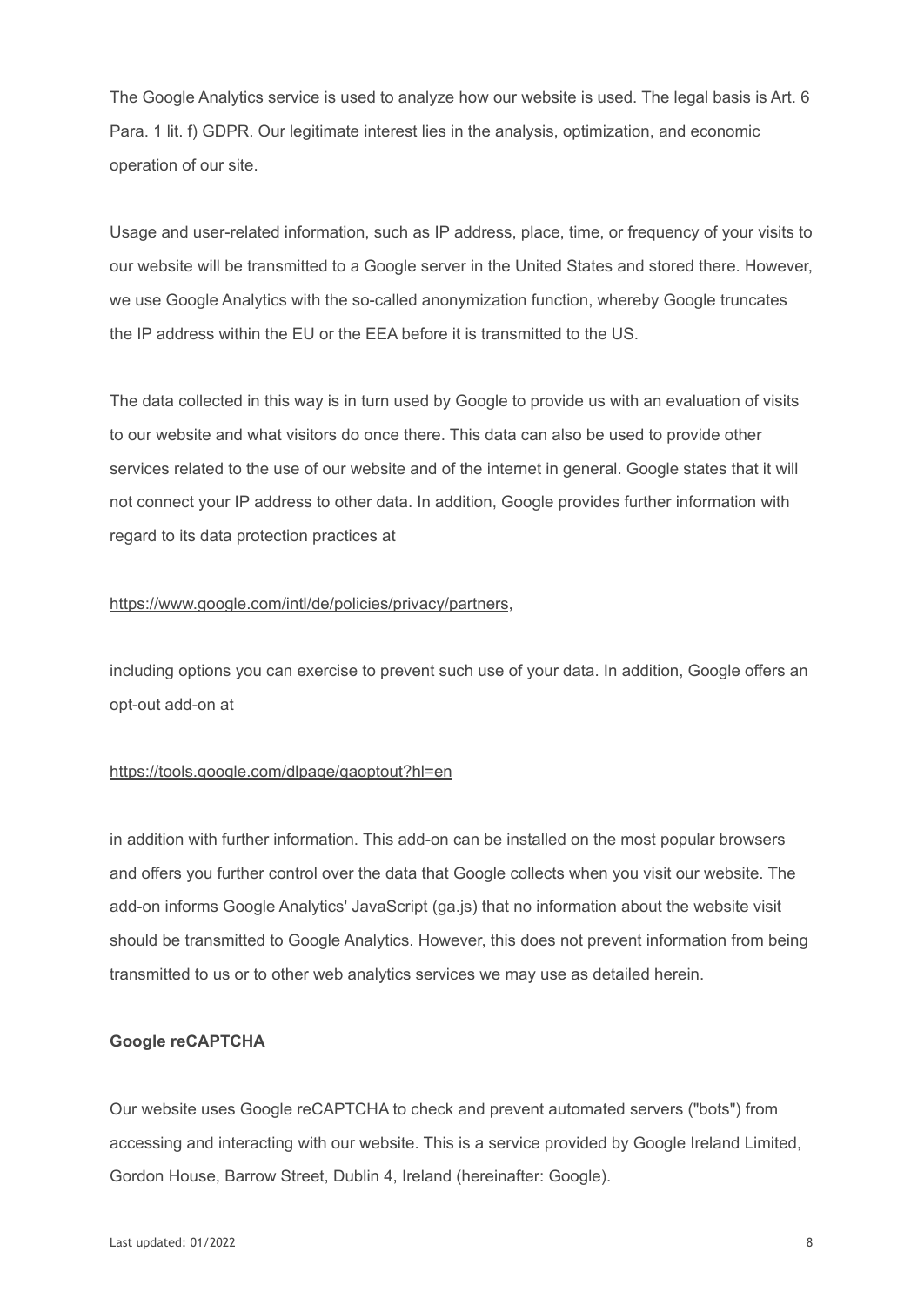The Google Analytics service is used to analyze how our website is used. The legal basis is Art. 6 Para. 1 lit. f) GDPR. Our legitimate interest lies in the analysis, optimization, and economic operation of our site.

Usage and user-related information, such as IP address, place, time, or frequency of your visits to our website will be transmitted to a Google server in the United States and stored there. However, we use Google Analytics with the so-called anonymization function, whereby Google truncates the IP address within the EU or the EEA before it is transmitted to the US.

The data collected in this way is in turn used by Google to provide us with an evaluation of visits to our website and what visitors do once there. This data can also be used to provide other services related to the use of our website and of the internet in general. Google states that it will not connect your IP address to other data. In addition, Google provides further information with regard to its data protection practices at

https://www.google.com/intl/de/policies/privacy/partners,

including options you can exercise to prevent such use of your data. In addition, Google offers an opt-out add-on at

https://tools.google.com/dlpage/gaoptout?hl=en

in addition with further information. This add-on can be installed on the most popular browsers and offers you further control over the data that Google collects when you visit our website. The add-on informs Google Analytics' JavaScript (ga.js) that no information about the website visit should be transmitted to Google Analytics. However, this does not prevent information from being transmitted to us or to other web analytics services we may use as detailed herein.

**Google reCAPTCHA**

Our website uses Google reCAPTCHA to check and prevent automated servers ("bots") from accessing and interacting with our website. This is a service provided by Google Ireland Limited, Gordon House, Barrow Street, Dublin 4, Ireland (hereinafter: Google).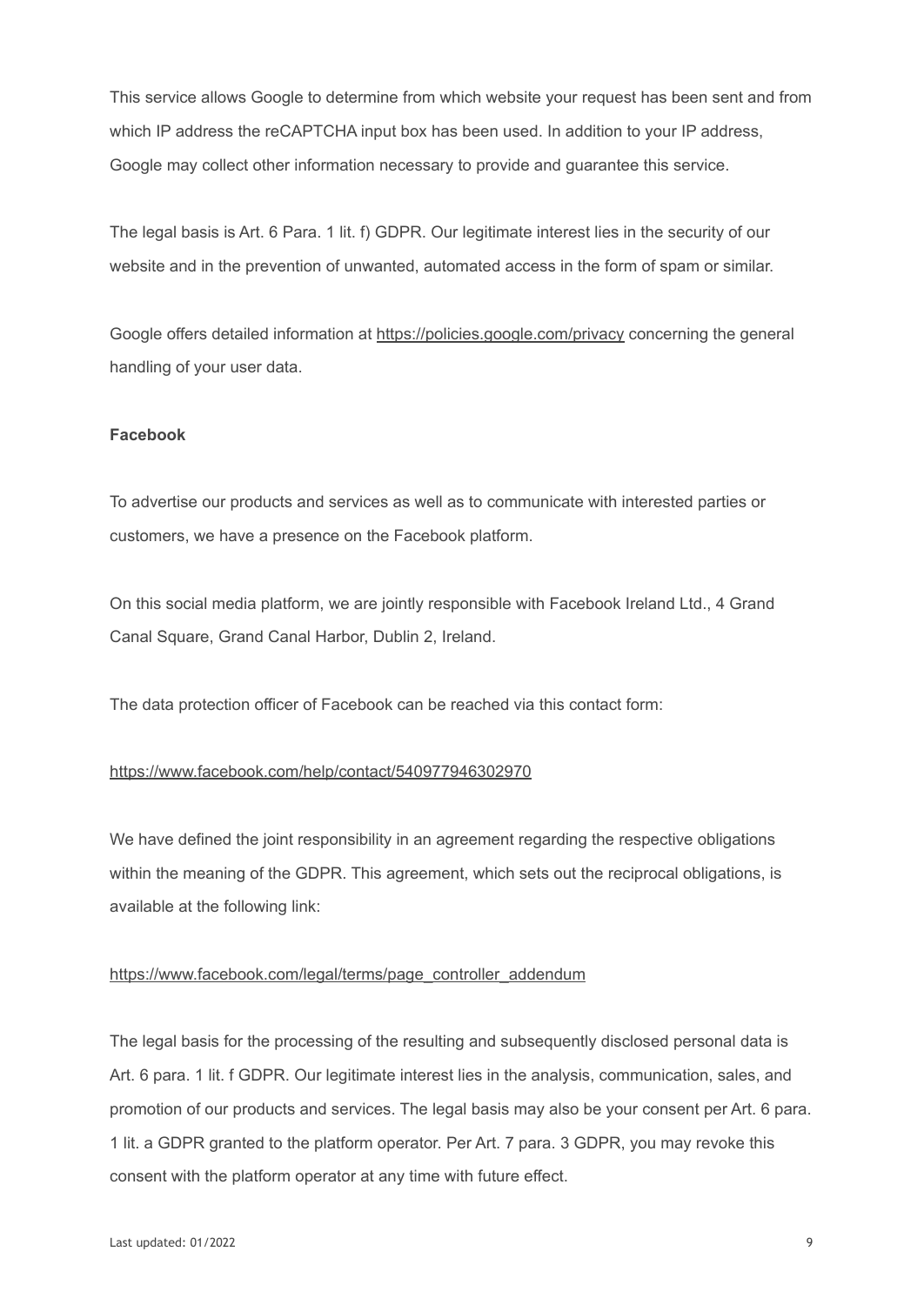This service allows Google to determine from which website your request has been sent and from which IP address the reCAPTCHA input box has been used. In addition to your IP address, Google may collect other information necessary to provide and guarantee this service.

The legal basis is Art. 6 Para. 1 lit. f) GDPR. Our legitimate interest lies in the security of our website and in the prevention of unwanted, automated access in the form of spam or similar.

Google offers detailed information at https://policies.google.com/privacy concerning the general handling of your user data.

**Facebook**

To advertise our products and services as well as to communicate with interested parties or customers, we have a presence on the Facebook platform.

On this social media platform, we are jointly responsible with Facebook Ireland Ltd., 4 Grand Canal Square, Grand Canal Harbor, Dublin 2, Ireland.

The data protection officer of Facebook can be reached via this contact form:

https://www.facebook.com/help/contact/540977946302970

We have defined the joint responsibility in an agreement regarding the respective obligations within the meaning of the GDPR. This agreement, which sets out the reciprocal obligations, is available at the following link:

https://www.facebook.com/legal/terms/page_controller_addendum

The legal basis for the processing of the resulting and subsequently disclosed personal data is Art. 6 para. 1 lit. f GDPR. Our legitimate interest lies in the analysis, communication, sales, and promotion of our products and services. The legal basis may also be your consent per Art. 6 para. 1 lit. a GDPR granted to the platform operator. Per Art. 7 para. 3 GDPR, you may revoke this consent with the platform operator at any time with future effect.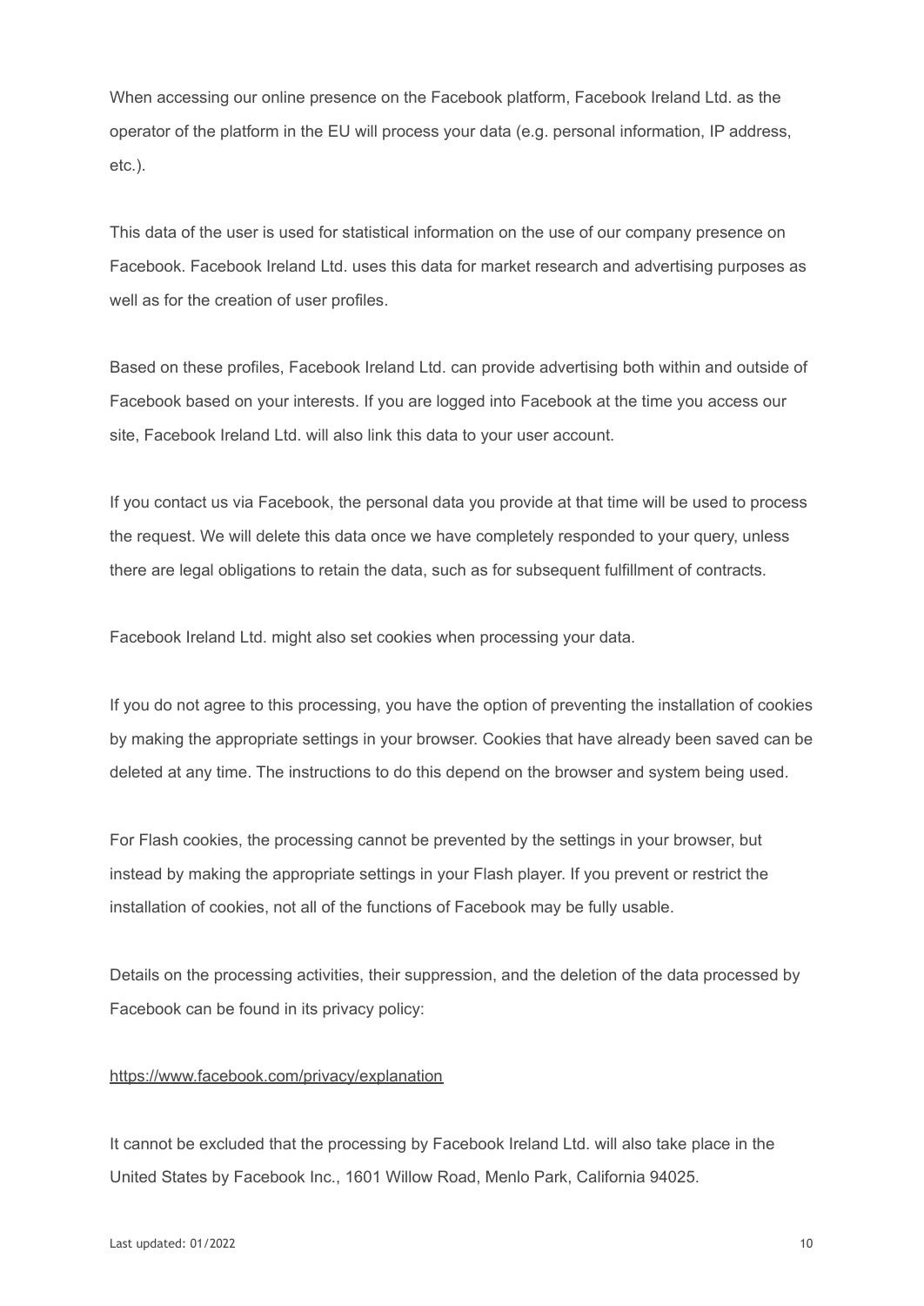When accessing our online presence on the Facebook platform, Facebook Ireland Ltd. as the operator of the platform in the EU will process your data (e.g. personal information, IP address, etc.).

This data of the user is used for statistical information on the use of our company presence on Facebook. Facebook Ireland Ltd. uses this data for market research and advertising purposes as well as for the creation of user profiles.

Based on these profiles, Facebook Ireland Ltd. can provide advertising both within and outside of Facebook based on your interests. If you are logged into Facebook at the time you access our site, Facebook Ireland Ltd. will also link this data to your user account.

If you contact us via Facebook, the personal data you provide at that time will be used to process the request. We will delete this data once we have completely responded to your query, unless there are legal obligations to retain the data, such as for subsequent fulfillment of contracts.

Facebook Ireland Ltd. might also set cookies when processing your data.

If you do not agree to this processing, you have the option of preventing the installation of cookies by making the appropriate settings in your browser. Cookies that have already been saved can be deleted at any time. The instructions to do this depend on the browser and system being used.

For Flash cookies, the processing cannot be prevented by the settings in your browser, but instead by making the appropriate settings in your Flash player. If you prevent or restrict the installation of cookies, not all of the functions of Facebook may be fully usable.

Details on the processing activities, their suppression, and the deletion of the data processed by Facebook can be found in its privacy policy:

[https://www.facebook.com/privacy/explanation](https://www.facebook.com/privacy/explanation)

It cannot be excluded that the processing by Facebook Ireland Ltd. will also take place in the United States by Facebook Inc., 1601 Willow Road, Menlo Park, California 94025.

Last updated: 01/2022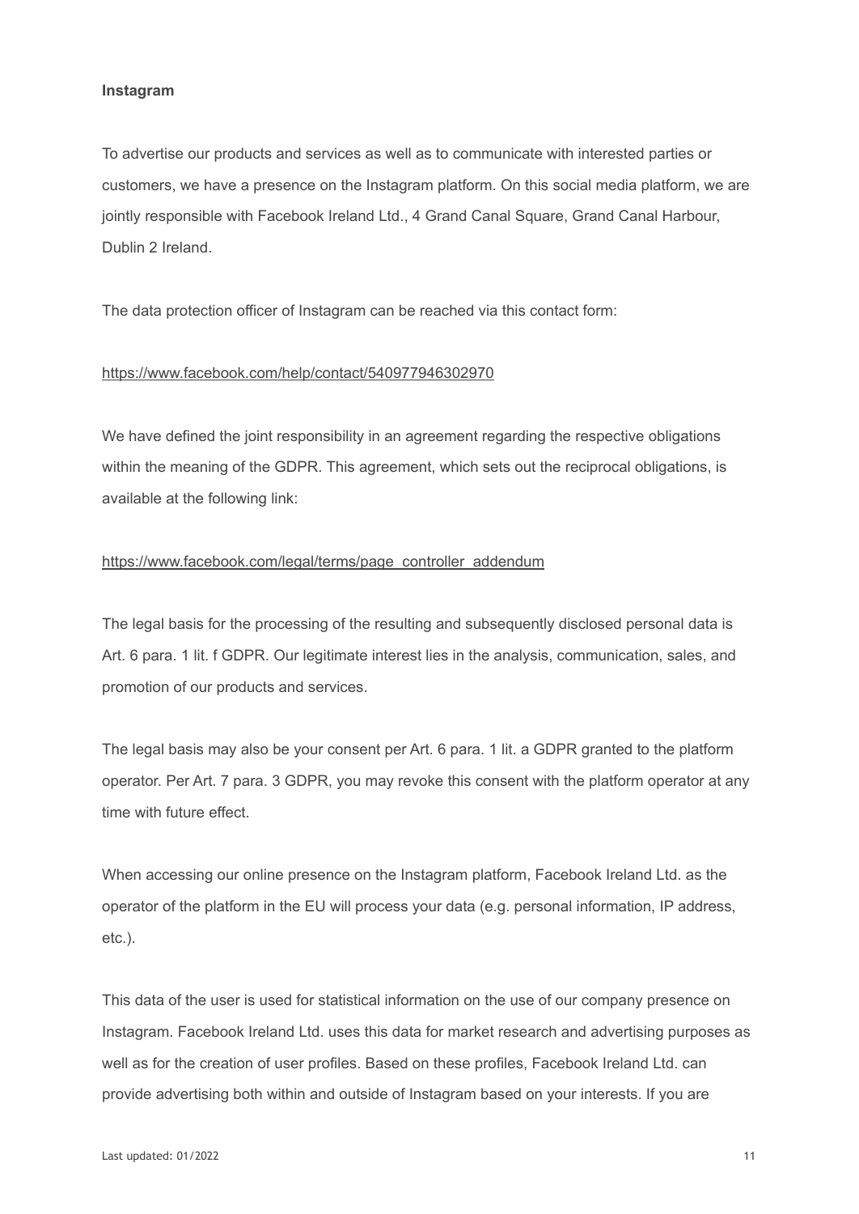**Instagram**

To advertise our products and services as well as to communicate with interested parties or customers, we have a presence on the Instagram platform. On this social media platform, we are jointly responsible with Facebook Ireland Ltd., 4 Grand Canal Square, Grand Canal Harbour, Dublin 2 Ireland.

The data protection officer of Instagram can be reached via this contact form:

https://www.facebook.com/help/contact/540977946302970

We have defined the joint responsibility in an agreement regarding the respective obligations within the meaning of the GDPR. This agreement, which sets out the reciprocal obligations, is available at the following link:

https://www.facebook.com/legal/terms/page_controller_addendum

The legal basis for the processing of the resulting and subsequently disclosed personal data is Art. 6 para. 1 lit. f GDPR. Our legitimate interest lies in the analysis, communication, sales, and promotion of our products and services.

The legal basis may also be your consent per Art. 6 para. 1 lit. a GDPR granted to the platform operator. Per Art. 7 para. 3 GDPR, you may revoke this consent with the platform operator at any time with future effect.

When accessing our online presence on the Instagram platform, Facebook Ireland Ltd. as the operator of the platform in the EU will process your data (e.g. personal information, IP address, etc.).

This data of the user is used for statistical information on the use of our company presence on Instagram. Facebook Ireland Ltd. uses this data for market research and advertising purposes as well as for the creation of user profiles. Based on these profiles, Facebook Ireland Ltd. can provide advertising both within and outside of Instagram based on your interests. If you are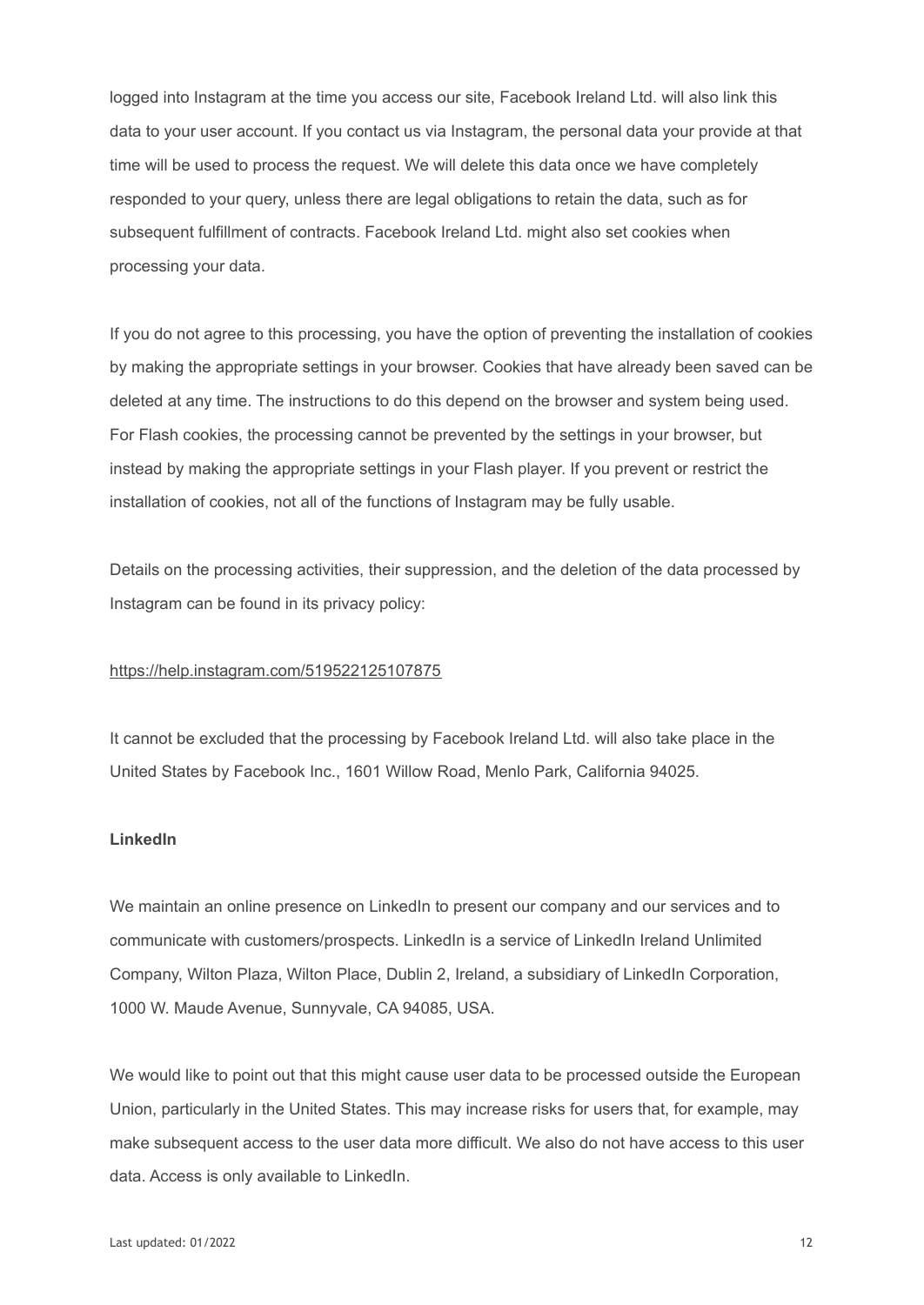logged into Instagram at the time you access our site, Facebook Ireland Ltd. will also link this data to your user account. If you contact us via Instagram, the personal data your provide at that time will be used to process the request. We will delete this data once we have completely responded to your query, unless there are legal obligations to retain the data, such as for subsequent fulfillment of contracts. Facebook Ireland Ltd. might also set cookies when processing your data.

If you do not agree to this processing, you have the option of preventing the installation of cookies by making the appropriate settings in your browser. Cookies that have already been saved can be deleted at any time. The instructions to do this depend on the browser and system being used. For Flash cookies, the processing cannot be prevented by the settings in your browser, but instead by making the appropriate settings in your Flash player. If you prevent or restrict the installation of cookies, not all of the functions of Instagram may be fully usable.

Details on the processing activities, their suppression, and the deletion of the data processed by Instagram can be found in its privacy policy:

https://help.instagram.com/519522125107875

It cannot be excluded that the processing by Facebook Ireland Ltd. will also take place in the United States by Facebook Inc., 1601 Willow Road, Menlo Park, California 94025.

**LinkedIn**

We maintain an online presence on LinkedIn to present our company and our services and to communicate with customers/prospects. LinkedIn is a service of LinkedIn Ireland Unlimited Company, Wilton Plaza, Wilton Place, Dublin 2, Ireland, a subsidiary of LinkedIn Corporation, 1000 W. Maude Avenue, Sunnyvale, CA 94085, USA.

We would like to point out that this might cause user data to be processed outside the European Union, particularly in the United States. This may increase risks for users that, for example, may make subsequent access to the user data more difficult. We also do not have access to this user data. Access is only available to LinkedIn.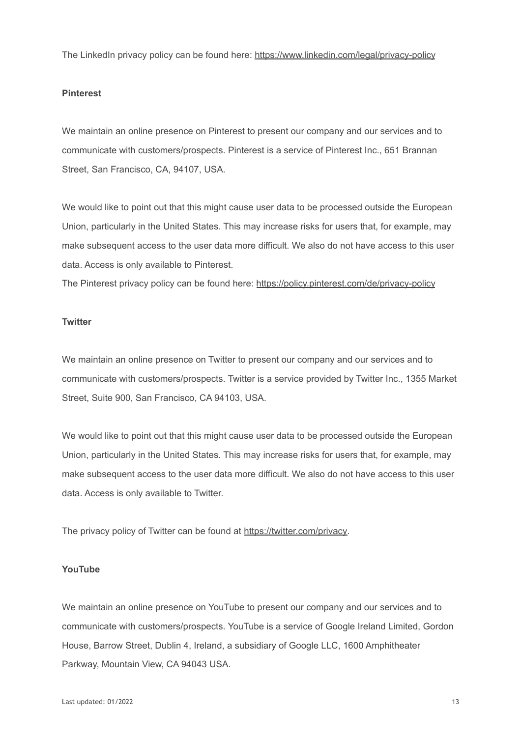The LinkedIn privacy policy can be found here: https://www.linkedin.com/legal/privacy-policy

**Pinterest**

We maintain an online presence on Pinterest to present our company and our services and to communicate with customers/prospects. Pinterest is a service of Pinterest Inc., 651 Brannan Street, San Francisco, CA, 94107, USA.

We would like to point out that this might cause user data to be processed outside the European Union, particularly in the United States. This may increase risks for users that, for example, may make subsequent access to the user data more difficult. We also do not have access to this user data. Access is only available to Pinterest.
The Pinterest privacy policy can be found here: https://policy.pinterest.com/de/privacy-policy

**Twitter**

We maintain an online presence on Twitter to present our company and our services and to communicate with customers/prospects. Twitter is a service provided by Twitter Inc., 1355 Market Street, Suite 900, San Francisco, CA 94103, USA.

We would like to point out that this might cause user data to be processed outside the European Union, particularly in the United States. This may increase risks for users that, for example, may make subsequent access to the user data more difficult. We also do not have access to this user data. Access is only available to Twitter.

The privacy policy of Twitter can be found at https://twitter.com/privacy.

**YouTube**

We maintain an online presence on YouTube to present our company and our services and to communicate with customers/prospects. YouTube is a service of Google Ireland Limited, Gordon House, Barrow Street, Dublin 4, Ireland, a subsidiary of Google LLC, 1600 Amphitheater Parkway, Mountain View, CA 94043 USA.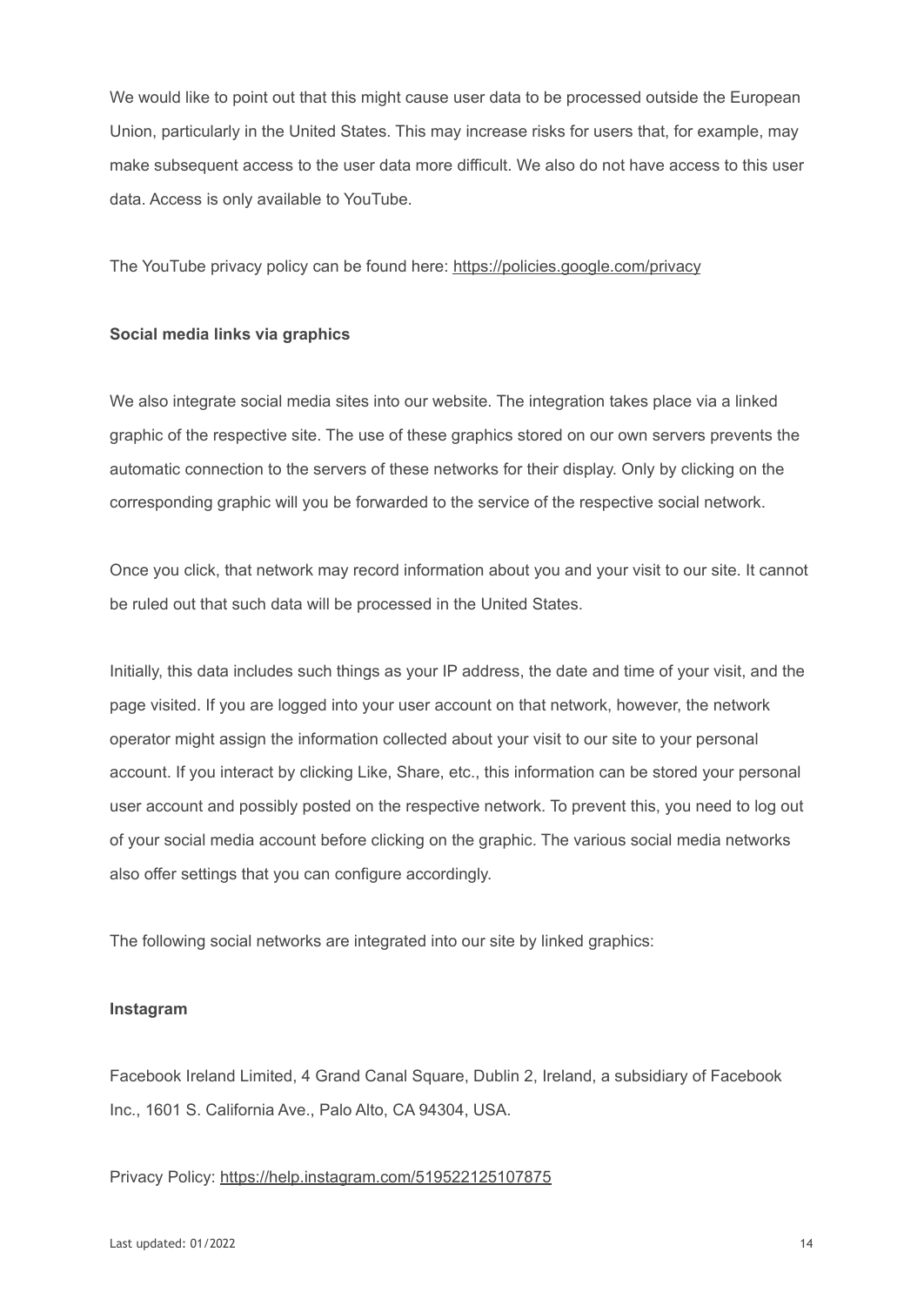We would like to point out that this might cause user data to be processed outside the European Union, particularly in the United States. This may increase risks for users that, for example, may make subsequent access to the user data more difficult. We also do not have access to this user data. Access is only available to YouTube.

The YouTube privacy policy can be found here: https://policies.google.com/privacy

**Social media links via graphics**

We also integrate social media sites into our website. The integration takes place via a linked graphic of the respective site. The use of these graphics stored on our own servers prevents the automatic connection to the servers of these networks for their display. Only by clicking on the corresponding graphic will you be forwarded to the service of the respective social network.

Once you click, that network may record information about you and your visit to our site. It cannot be ruled out that such data will be processed in the United States.

Initially, this data includes such things as your IP address, the date and time of your visit, and the page visited. If you are logged into your user account on that network, however, the network operator might assign the information collected about your visit to our site to your personal account. If you interact by clicking Like, Share, etc., this information can be stored your personal user account and possibly posted on the respective network. To prevent this, you need to log out of your social media account before clicking on the graphic. The various social media networks also offer settings that you can configure accordingly.

The following social networks are integrated into our site by linked graphics:

**Instagram**

Facebook Ireland Limited, 4 Grand Canal Square, Dublin 2, Ireland, a subsidiary of Facebook Inc., 1601 S. California Ave., Palo Alto, CA 94304, USA.

Privacy Policy: https://help.instagram.com/519522125107875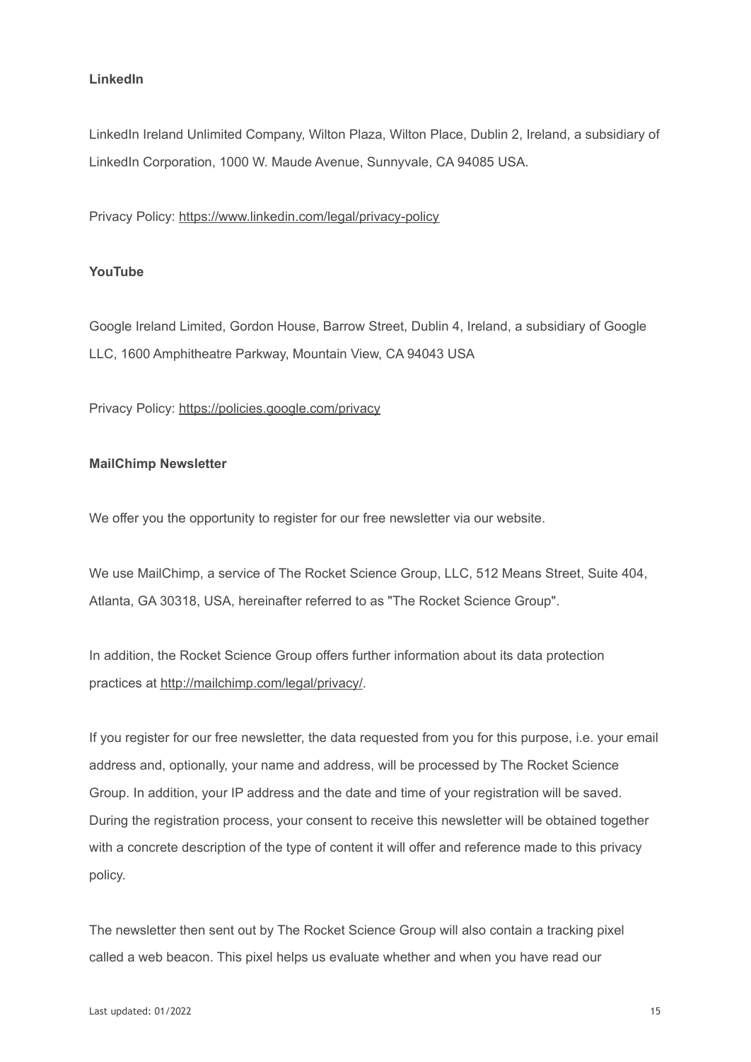**LinkedIn**

LinkedIn Ireland Unlimited Company, Wilton Plaza, Wilton Place, Dublin 2, Ireland, a subsidiary of LinkedIn Corporation, 1000 W. Maude Avenue, Sunnyvale, CA 94085 USA.

Privacy Policy: https://www.linkedin.com/legal/privacy-policy

**YouTube**

Google Ireland Limited, Gordon House, Barrow Street, Dublin 4, Ireland, a subsidiary of Google LLC, 1600 Amphitheatre Parkway, Mountain View, CA 94043 USA

Privacy Policy: https://policies.google.com/privacy

**MailChimp Newsletter**

We offer you the opportunity to register for our free newsletter via our website.

We use MailChimp, a service of The Rocket Science Group, LLC, 512 Means Street, Suite 404, Atlanta, GA 30318, USA, hereinafter referred to as "The Rocket Science Group".

In addition, the Rocket Science Group offers further information about its data protection practices at http://mailchimp.com/legal/privacy/.

If you register for our free newsletter, the data requested from you for this purpose, i.e. your email address and, optionally, your name and address, will be processed by The Rocket Science Group. In addition, your IP address and the date and time of your registration will be saved. During the registration process, your consent to receive this newsletter will be obtained together with a concrete description of the type of content it will offer and reference made to this privacy policy.

The newsletter then sent out by The Rocket Science Group will also contain a tracking pixel called a web beacon. This pixel helps us evaluate whether and when you have read our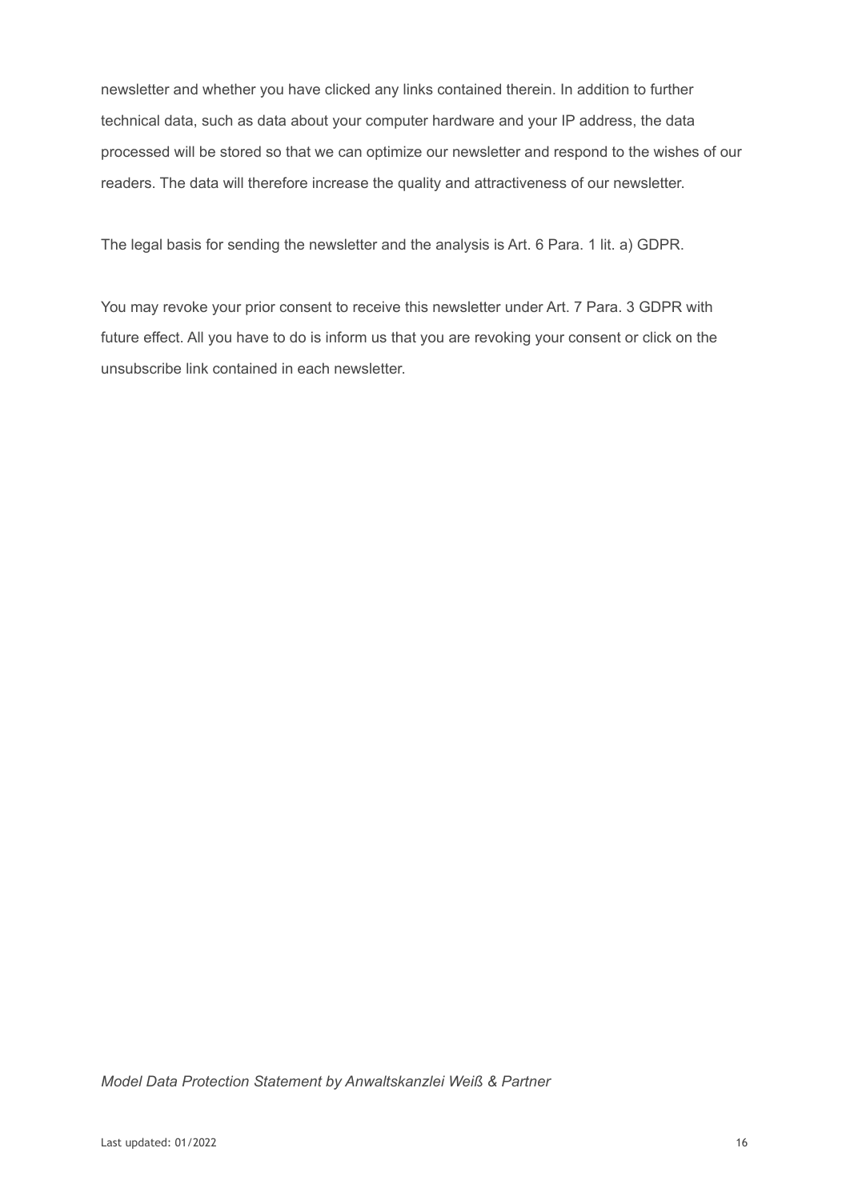newsletter and whether you have clicked any links contained therein. In addition to further technical data, such as data about your computer hardware and your IP address, the data processed will be stored so that we can optimize our newsletter and respond to the wishes of our readers. The data will therefore increase the quality and attractiveness of our newsletter.

The legal basis for sending the newsletter and the analysis is Art. 6 Para. 1 lit. a) GDPR.

You may revoke your prior consent to receive this newsletter under Art. 7 Para. 3 GDPR with future effect. All you have to do is inform us that you are revoking your consent or click on the unsubscribe link contained in each newsletter.

*Model Data Protection Statement by Anwaltskanzlei Weiß & Partner*

Last updated: 01/2022